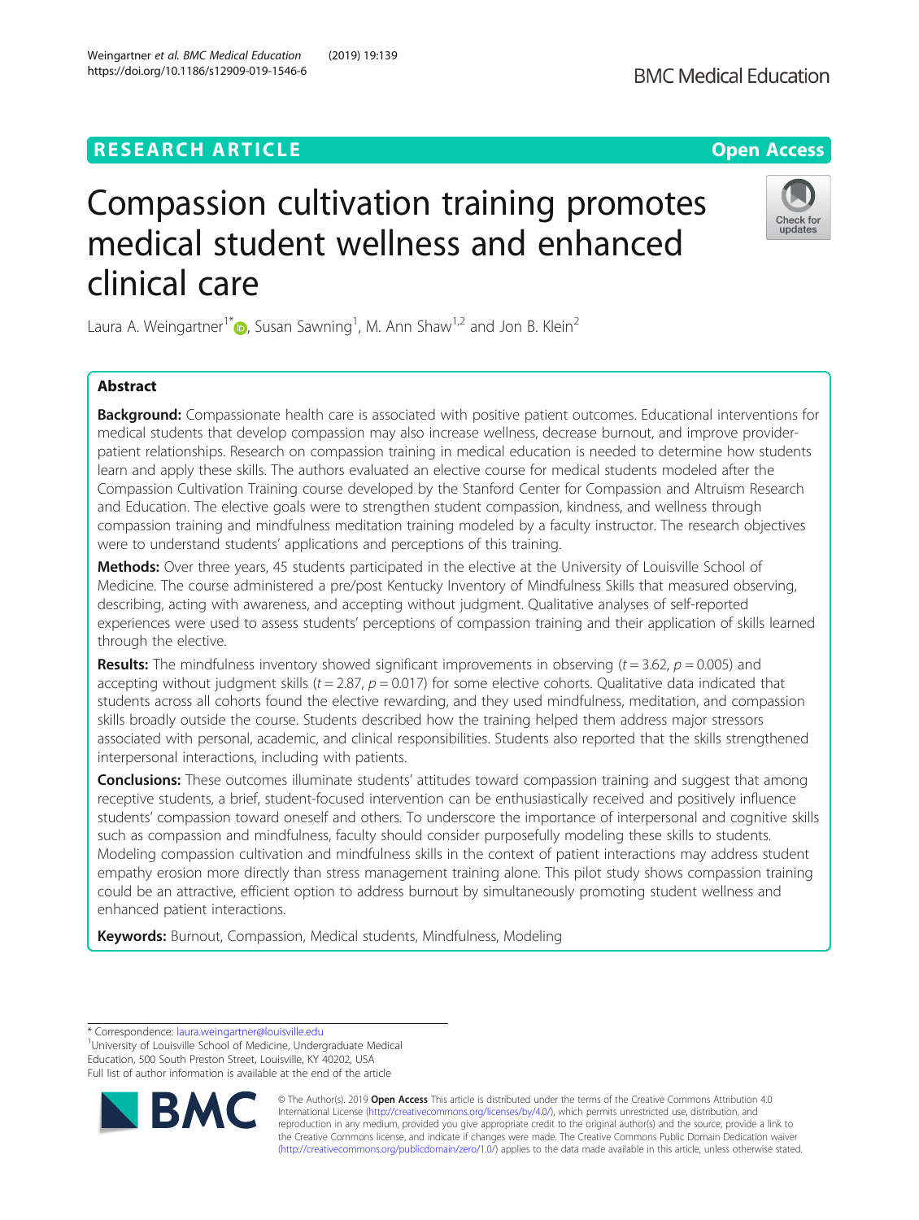RESEARCH ARTICLE

Open Access

# Compassion cultivation training promotes medical student wellness and enhanced clinical care

Laura A. Weingartner[1*], Susan Sawning[1], M. Ann Shaw[1,2] and Jon B. Klein[2]

## Abstract

**Background:** Compassionate health care is associated with positive patient outcomes. Educational interventions for medical students that develop compassion may also increase wellness, decrease burnout, and improve provider-patient relationships. Research on compassion training in medical education is needed to determine how students learn and apply these skills. The authors evaluated an elective course for medical students modeled after the Compassion Cultivation Training course developed by the Stanford Center for Compassion and Altruism Research and Education. The elective goals were to strengthen student compassion, kindness, and wellness through compassion training and mindfulness meditation training modeled by a faculty instructor. The research objectives were to understand students' applications and perceptions of this training.

**Methods:** Over three years, 45 students participated in the elective at the University of Louisville School of Medicine. The course administered a pre/post Kentucky Inventory of Mindfulness Skills that measured observing, describing, acting with awareness, and accepting without judgment. Qualitative analyses of self-reported experiences were used to assess students' perceptions of compassion training and their application of skills learned through the elective.

**Results:** The mindfulness inventory showed significant improvements in observing ($t = 3.62$, $p = 0.005$) and accepting without judgment skills ($t = 2.87$, $p = 0.017$) for some elective cohorts. Qualitative data indicated that students across all cohorts found the elective rewarding, and they used mindfulness, meditation, and compassion skills broadly outside the course. Students described how the training helped them address major stressors associated with personal, academic, and clinical responsibilities. Students also reported that the skills strengthened interpersonal interactions, including with patients.

**Conclusions:** These outcomes illuminate students' attitudes toward compassion training and suggest that among receptive students, a brief, student-focused intervention can be enthusiastically received and positively influence students' compassion toward oneself and others. To underscore the importance of interpersonal and cognitive skills such as compassion and mindfulness, faculty should consider purposefully modeling these skills to students. Modeling compassion cultivation and mindfulness skills in the context of patient interactions may address student empathy erosion more directly than stress management training alone. This pilot study shows compassion training could be an attractive, efficient option to address burnout by simultaneously promoting student wellness and enhanced patient interactions.

**Keywords:** Burnout, Compassion, Medical students, Mindfulness, Modeling

---

* Correspondence: laura.weingartner@louisville.edu
[1]University of Louisville School of Medicine, Undergraduate Medical Education, 500 South Preston Street, Louisville, KY 40202, USA
Full list of author information is available at the end of the article

© The Author(s). 2019 **Open Access** This article is distributed under the terms of the Creative Commons Attribution 4.0 International License (http://creativecommons.org/licenses/by/4.0/), which permits unrestricted use, distribution, and reproduction in any medium, provided you give appropriate credit to the original author(s) and the source, provide a link to the Creative Commons license, and indicate if changes were made. The Creative Commons Public Domain Dedication waiver (http://creativecommons.org/publicdomain/zero/1.0/) applies to the data made available in this article, unless otherwise stated.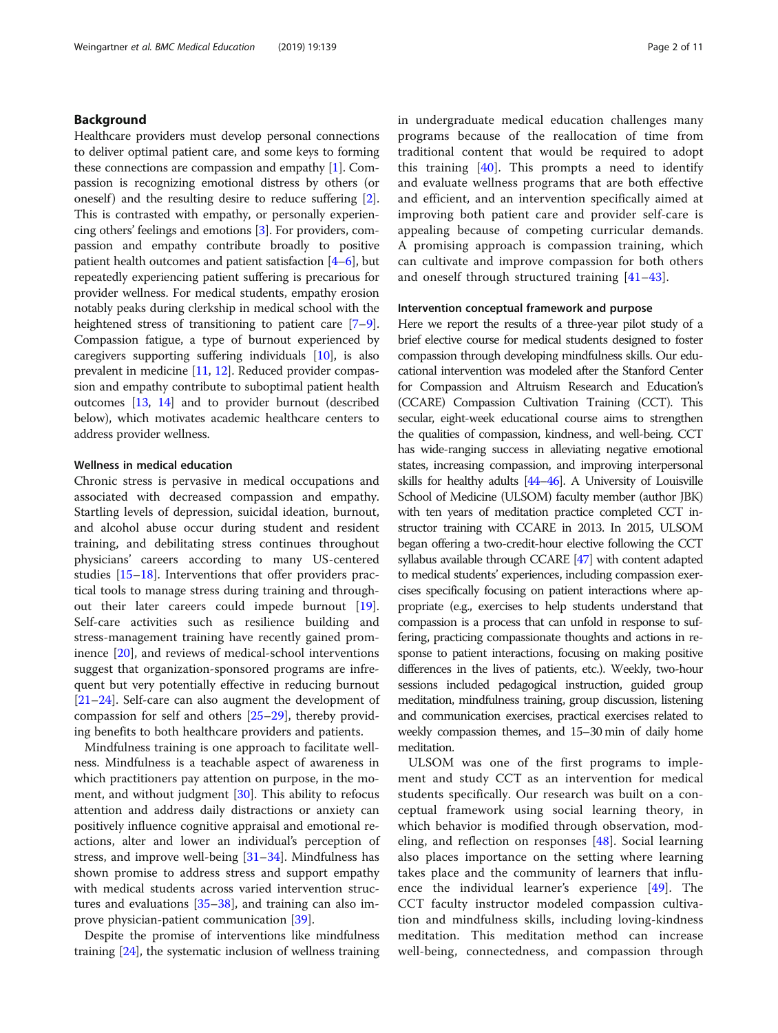## Background

Healthcare providers must develop personal connections to deliver optimal patient care, and some keys to forming these connections are compassion and empathy [1]. Compassion is recognizing emotional distress by others (or oneself) and the resulting desire to reduce suffering [2]. This is contrasted with empathy, or personally experiencing others' feelings and emotions [3]. For providers, compassion and empathy contribute broadly to positive patient health outcomes and patient satisfaction [4–6], but repeatedly experiencing patient suffering is precarious for provider wellness. For medical students, empathy erosion notably peaks during clerkship in medical school with the heightened stress of transitioning to patient care [7–9]. Compassion fatigue, a type of burnout experienced by caregivers supporting suffering individuals [10], is also prevalent in medicine [11, 12]. Reduced provider compassion and empathy contribute to suboptimal patient health outcomes [13, 14] and to provider burnout (described below), which motivates academic healthcare centers to address provider wellness.

### Wellness in medical education

Chronic stress is pervasive in medical occupations and associated with decreased compassion and empathy. Startling levels of depression, suicidal ideation, burnout, and alcohol abuse occur during student and resident training, and debilitating stress continues throughout physicians' careers according to many US-centered studies [15–18]. Interventions that offer providers practical tools to manage stress during training and throughout their later careers could impede burnout [19]. Self-care activities such as resilience building and stress-management training have recently gained prominence [20], and reviews of medical-school interventions suggest that organization-sponsored programs are infrequent but very potentially effective in reducing burnout [21–24]. Self-care can also augment the development of compassion for self and others [25–29], thereby providing benefits to both healthcare providers and patients.

Mindfulness training is one approach to facilitate wellness. Mindfulness is a teachable aspect of awareness in which practitioners pay attention on purpose, in the moment, and without judgment [30]. This ability to refocus attention and address daily distractions or anxiety can positively influence cognitive appraisal and emotional reactions, alter and lower an individual's perception of stress, and improve well-being [31–34]. Mindfulness has shown promise to address stress and support empathy with medical students across varied intervention structures and evaluations [35–38], and training can also improve physician-patient communication [39].

Despite the promise of interventions like mindfulness training [24], the systematic inclusion of wellness training in undergraduate medical education challenges many programs because of the reallocation of time from traditional content that would be required to adopt this training [40]. This prompts a need to identify and evaluate wellness programs that are both effective and efficient, and an intervention specifically aimed at improving both patient care and provider self-care is appealing because of competing curricular demands. A promising approach is compassion training, which can cultivate and improve compassion for both others and oneself through structured training [41–43].

### Intervention conceptual framework and purpose

Here we report the results of a three-year pilot study of a brief elective course for medical students designed to foster compassion through developing mindfulness skills. Our educational intervention was modeled after the Stanford Center for Compassion and Altruism Research and Education's (CCARE) Compassion Cultivation Training (CCT). This secular, eight-week educational course aims to strengthen the qualities of compassion, kindness, and well-being. CCT has wide-ranging success in alleviating negative emotional states, increasing compassion, and improving interpersonal skills for healthy adults [44–46]. A University of Louisville School of Medicine (ULSOM) faculty member (author JBK) with ten years of meditation practice completed CCT instructor training with CCARE in 2013. In 2015, ULSOM began offering a two-credit-hour elective following the CCT syllabus available through CCARE [47] with content adapted to medical students' experiences, including compassion exercises specifically focusing on patient interactions where appropriate (e.g., exercises to help students understand that compassion is a process that can unfold in response to suffering, practicing compassionate thoughts and actions in response to patient interactions, focusing on making positive differences in the lives of patients, etc.). Weekly, two-hour sessions included pedagogical instruction, guided group meditation, mindfulness training, group discussion, listening and communication exercises, practical exercises related to weekly compassion themes, and 15–30 min of daily home meditation.

ULSOM was one of the first programs to implement and study CCT as an intervention for medical students specifically. Our research was built on a conceptual framework using social learning theory, in which behavior is modified through observation, modeling, and reflection on responses [48]. Social learning also places importance on the setting where learning takes place and the community of learners that influence the individual learner's experience [49]. The CCT faculty instructor modeled compassion cultivation and mindfulness skills, including loving-kindness meditation. This meditation method can increase well-being, connectedness, and compassion through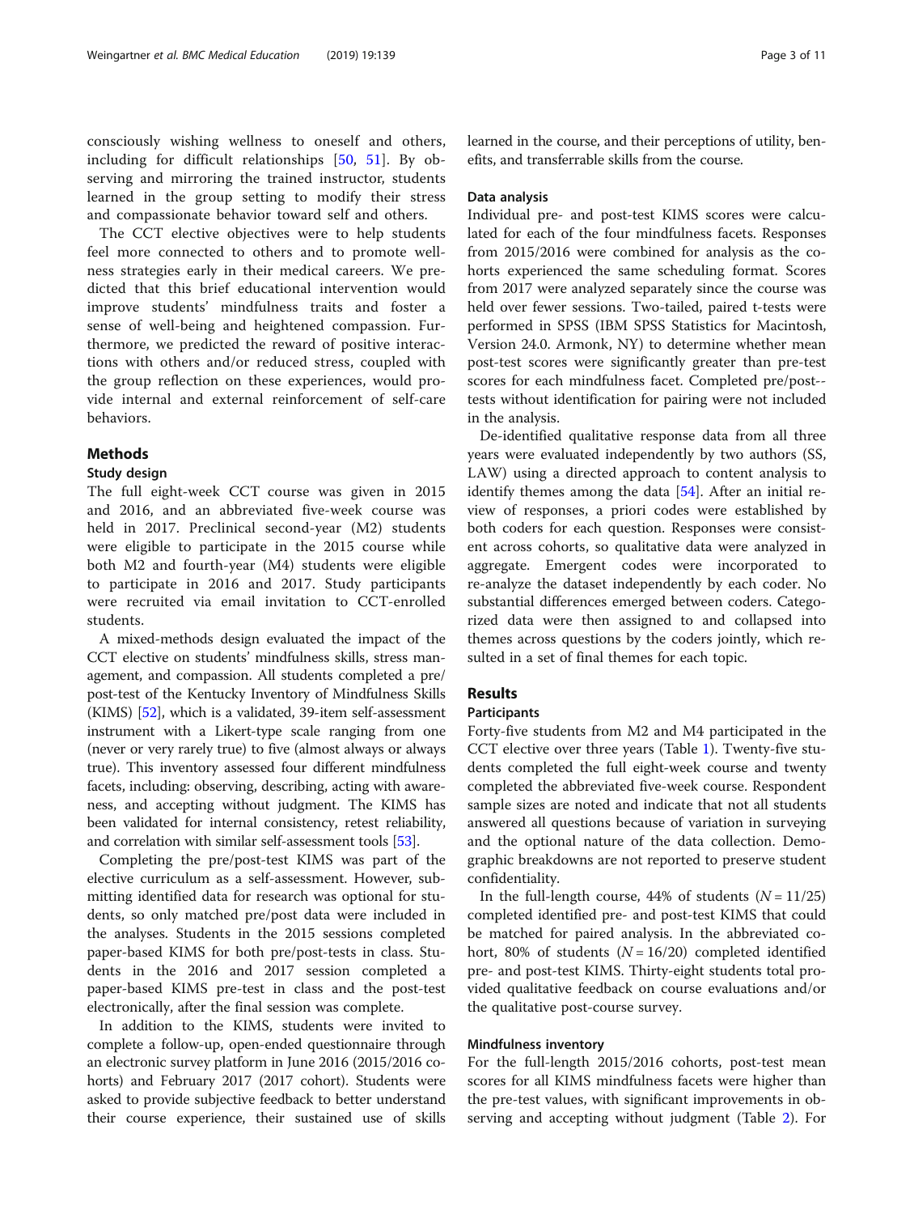consciously wishing wellness to oneself and others, including for difficult relationships [50, 51]. By observing and mirroring the trained instructor, students learned in the group setting to modify their stress and compassionate behavior toward self and others.

The CCT elective objectives were to help students feel more connected to others and to promote wellness strategies early in their medical careers. We predicted that this brief educational intervention would improve students' mindfulness traits and foster a sense of well-being and heightened compassion. Furthermore, we predicted the reward of positive interactions with others and/or reduced stress, coupled with the group reflection on these experiences, would provide internal and external reinforcement of self-care behaviors.

## Methods

### Study design

The full eight-week CCT course was given in 2015 and 2016, and an abbreviated five-week course was held in 2017. Preclinical second-year (M2) students were eligible to participate in the 2015 course while both M2 and fourth-year (M4) students were eligible to participate in 2016 and 2017. Study participants were recruited via email invitation to CCT-enrolled students.

A mixed-methods design evaluated the impact of the CCT elective on students' mindfulness skills, stress management, and compassion. All students completed a pre/post-test of the Kentucky Inventory of Mindfulness Skills (KIMS) [52], which is a validated, 39-item self-assessment instrument with a Likert-type scale ranging from one (never or very rarely true) to five (almost always or always true). This inventory assessed four different mindfulness facets, including: observing, describing, acting with awareness, and accepting without judgment. The KIMS has been validated for internal consistency, retest reliability, and correlation with similar self-assessment tools [53].

Completing the pre/post-test KIMS was part of the elective curriculum as a self-assessment. However, submitting identified data for research was optional for students, so only matched pre/post data were included in the analyses. Students in the 2015 sessions completed paper-based KIMS for both pre/post-tests in class. Students in the 2016 and 2017 session completed a paper-based KIMS pre-test in class and the post-test electronically, after the final session was complete.

In addition to the KIMS, students were invited to complete a follow-up, open-ended questionnaire through an electronic survey platform in June 2016 (2015/2016 cohorts) and February 2017 (2017 cohort). Students were asked to provide subjective feedback to better understand their course experience, their sustained use of skills learned in the course, and their perceptions of utility, benefits, and transferrable skills from the course.

### Data analysis

Individual pre- and post-test KIMS scores were calculated for each of the four mindfulness facets. Responses from 2015/2016 were combined for analysis as the cohorts experienced the same scheduling format. Scores from 2017 were analyzed separately since the course was held over fewer sessions. Two-tailed, paired t-tests were performed in SPSS (IBM SPSS Statistics for Macintosh, Version 24.0. Armonk, NY) to determine whether mean post-test scores were significantly greater than pre-test scores for each mindfulness facet. Completed pre/post-tests without identification for pairing were not included in the analysis.

De-identified qualitative response data from all three years were evaluated independently by two authors (SS, LAW) using a directed approach to content analysis to identify themes among the data [54]. After an initial review of responses, a priori codes were established by both coders for each question. Responses were consistent across cohorts, so qualitative data were analyzed in aggregate. Emergent codes were incorporated to re-analyze the dataset independently by each coder. No substantial differences emerged between coders. Categorized data were then assigned to and collapsed into themes across questions by the coders jointly, which resulted in a set of final themes for each topic.

## Results

### Participants

Forty-five students from M2 and M4 participated in the CCT elective over three years (Table 1). Twenty-five students completed the full eight-week course and twenty completed the abbreviated five-week course. Respondent sample sizes are noted and indicate that not all students answered all questions because of variation in surveying and the optional nature of the data collection. Demographic breakdowns are not reported to preserve student confidentiality.

In the full-length course, 44% of students ($N = 11/25$) completed identified pre- and post-test KIMS that could be matched for paired analysis. In the abbreviated cohort, 80% of students ($N = 16/20$) completed identified pre- and post-test KIMS. Thirty-eight students total provided qualitative feedback on course evaluations and/or the qualitative post-course survey.

### Mindfulness inventory

For the full-length 2015/2016 cohorts, post-test mean scores for all KIMS mindfulness facets were higher than the pre-test values, with significant improvements in observing and accepting without judgment (Table 2). For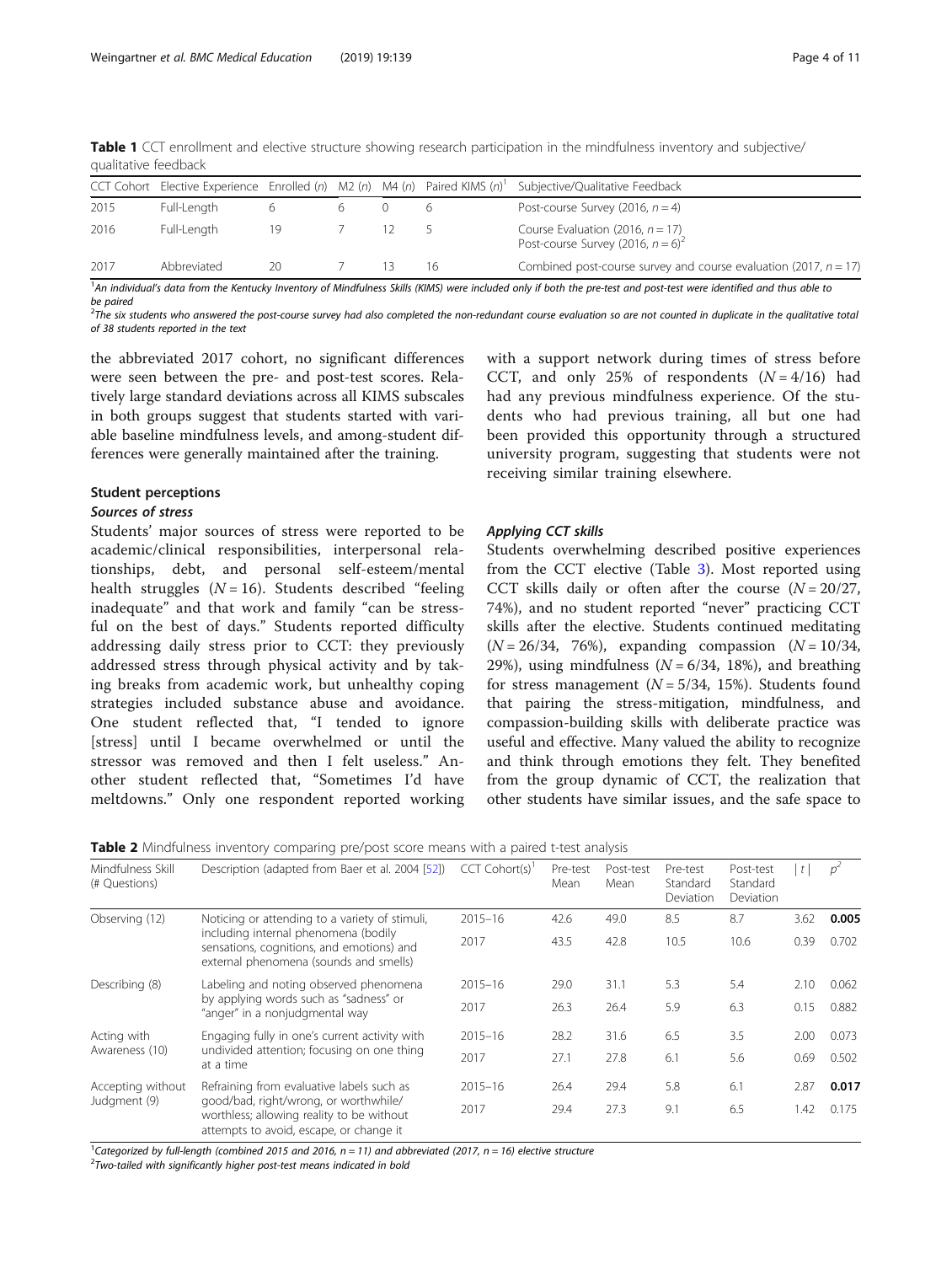**Table 1** CCT enrollment and elective structure showing research participation in the mindfulness inventory and subjective/qualitative feedback

| CCT Cohort | Elective Experience | Enrolled (n) | M2 (n) | M4 (n) | Paired KIMS (n)[1] | Subjective/Qualitative Feedback |
|---|---|---|---|---|---|---|
| 2015 | Full-Length | 6 | 6 | 0 | 6 | Post-course Survey (2016, $n = 4$) |
| 2016 | Full-Length | 19 | 7 | 12 | 5 | Course Evaluation (2016, $n = 17$) Post-course Survey (2016, $n = 6$)[2] |
| 2017 | Abbreviated | 20 | 7 | 13 | 16 | Combined post-course survey and course evaluation (2017, $n = 17$) |

[1]An individual's data from the Kentucky Inventory of Mindfulness Skills (KIMS) were included only if both the pre-test and post-test were identified and thus able to be paired

[2]The six students who answered the post-course survey had also completed the non-redundant course evaluation so are not counted in duplicate in the qualitative total of 38 students reported in the text

the abbreviated 2017 cohort, no significant differences were seen between the pre- and post-test scores. Relatively large standard deviations across all KIMS subscales in both groups suggest that students started with variable baseline mindfulness levels, and among-student differences were generally maintained after the training.

## Student perceptions

### Sources of stress

Students' major sources of stress were reported to be academic/clinical responsibilities, interpersonal relationships, debt, and personal self-esteem/mental health struggles ($N = 16$). Students described "feeling inadequate" and that work and family "can be stressful on the best of days." Students reported difficulty addressing daily stress prior to CCT: they previously addressed stress through physical activity and by taking breaks from academic work, but unhealthy coping strategies included substance abuse and avoidance. One student reflected that, "I tended to ignore [stress] until I became overwhelmed or until the stressor was removed and then I felt useless." Another student reflected that, "Sometimes I'd have meltdowns." Only one respondent reported working with a support network during times of stress before CCT, and only 25% of respondents ($N = 4/16$) had had any previous mindfulness experience. Of the students who had previous training, all but one had been provided this opportunity through a structured university program, suggesting that students were not receiving similar training elsewhere.

### Applying CCT skills

Students overwhelming described positive experiences from the CCT elective (Table 3). Most reported using CCT skills daily or often after the course ($N = 20/27$, 74%), and no student reported "never" practicing CCT skills after the elective. Students continued meditating ($N = 26/34$, 76%), expanding compassion ($N = 10/34$, 29%), using mindfulness ($N = 6/34$, 18%), and breathing for stress management ($N = 5/34$, 15%). Students found that pairing the stress-mitigation, mindfulness, and compassion-building skills with deliberate practice was useful and effective. Many valued the ability to recognize and think through emotions they felt. They benefited from the group dynamic of CCT, the realization that other students have similar issues, and the safe space to

**Table 2** Mindfulness inventory comparing pre/post score means with a paired t-test analysis

| Mindfulness Skill (# Questions) | Description (adapted from Baer et al. 2004 [52]) | CCT Cohort(s)[1] | Pre-test Mean | Post-test Mean | Pre-test Standard Deviation | Post-test Standard Deviation | $\lvert t \rvert$ | $p$[2] |
|---|---|---|---|---|---|---|---|---|
| Observing (12) | Noticing or attending to a variety of stimuli, including internal phenomena (bodily sensations, cognitions, and emotions) and external phenomena (sounds and smells) | 2015–16 | 42.6 | 49.0 | 8.5 | 8.7 | 3.62 | **0.005** |
| | | 2017 | 43.5 | 42.8 | 10.5 | 10.6 | 0.39 | 0.702 |
| Describing (8) | Labeling and noting observed phenomena by applying words such as "sadness" or "anger" in a nonjudgmental way | 2015–16 | 29.0 | 31.1 | 5.3 | 5.4 | 2.10 | 0.062 |
| | | 2017 | 26.3 | 26.4 | 5.9 | 6.3 | 0.15 | 0.882 |
| Acting with Awareness (10) | Engaging fully in one's current activity with undivided attention; focusing on one thing at a time | 2015–16 | 28.2 | 31.6 | 6.5 | 3.5 | 2.00 | 0.073 |
| | | 2017 | 27.1 | 27.8 | 6.1 | 5.6 | 0.69 | 0.502 |
| Accepting without Judgment (9) | Refraining from evaluative labels such as good/bad, right/wrong, or worthwhile/worthless; allowing reality to be without attempts to avoid, escape, or change it | 2015–16 | 26.4 | 29.4 | 5.8 | 6.1 | 2.87 | **0.017** |
| | | 2017 | 29.4 | 27.3 | 9.1 | 6.5 | 1.42 | 0.175 |

[1]Categorized by full-length (combined 2015 and 2016, $n = 11$) and abbreviated (2017, $n = 16$) elective structure

[2]Two-tailed with significantly higher post-test means indicated in bold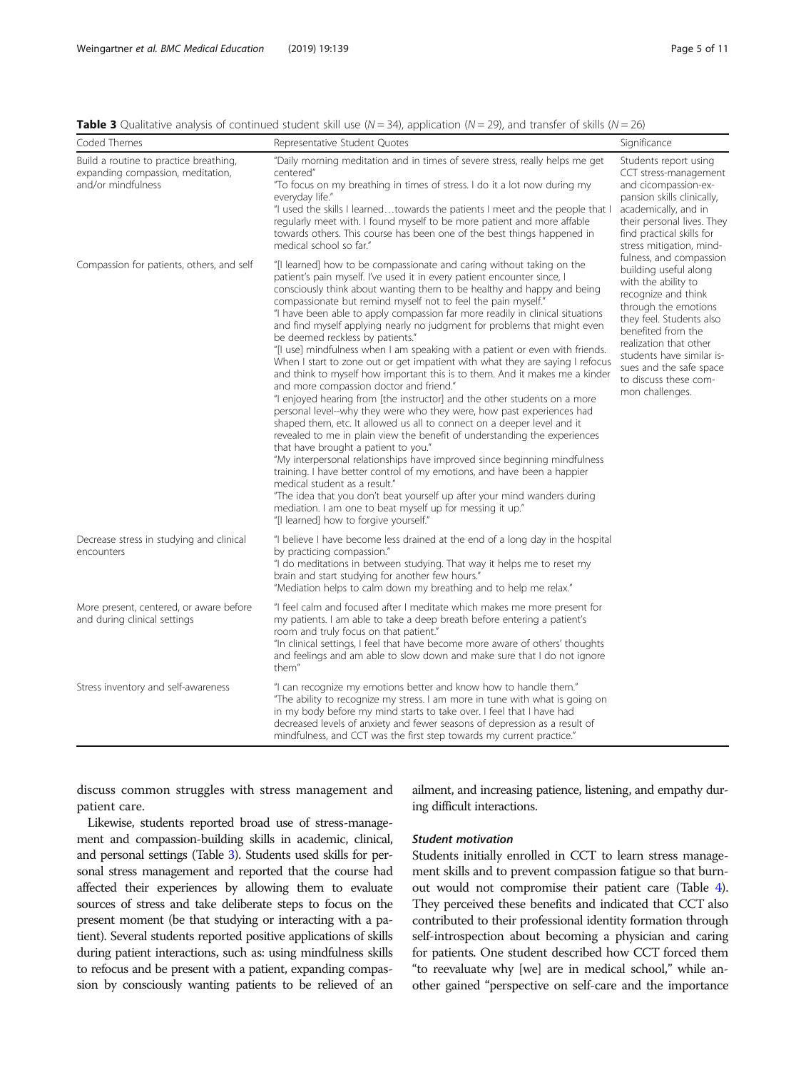**Table 3** Qualitative analysis of continued student skill use ($N = 34$), application ($N = 29$), and transfer of skills ($N = 26$)

| Coded Themes | Representative Student Quotes | Significance |
|---|---|---|
| Build a routine to practice breathing, expanding compassion, meditation, and/or mindfulness | "Daily morning meditation and in times of severe stress, really helps me get centered"<br>"To focus on my breathing in times of stress. I do it a lot now during my everyday life."<br>"I used the skills I learned…towards the patients I meet and the people that I regularly meet with. I found myself to be more patient and more affable towards others. This course has been one of the best things happened in medical school so far." | Students report using CCT stress-management and cicompassion-expansion skills clinically, academically, and in their personal lives. They find practical skills for stress mitigation, mindfulness, and compassion building useful along with the ability to recognize and think through the emotions they feel. Students also benefited from the realization that other students have similar issues and the safe space to discuss these common challenges. |
| Compassion for patients, others, and self | "[I learned] how to be compassionate and caring without taking on the patient's pain myself. I've used it in every patient encounter since, I consciously think about wanting them to be healthy and happy and being compassionate but remind myself not to feel the pain myself."<br>"I have been able to apply compassion far more readily in clinical situations and find myself applying nearly no judgment for problems that might even be deemed reckless by patients."<br>"[I use] mindfulness when I am speaking with a patient or even with friends. When I start to zone out or get impatient with what they are saying I refocus and think to myself how important this is to them. And it makes me a kinder and more compassion doctor and friend."<br>"I enjoyed hearing from [the instructor] and the other students on a more personal level--why they were who they were, how past experiences had shaped them, etc. It allowed us all to connect on a deeper level and it revealed to me in plain view the benefit of understanding the experiences that have brought a patient to you."<br>"My interpersonal relationships have improved since beginning mindfulness training. I have better control of my emotions, and have been a happier medical student as a result."<br>"The idea that you don't beat yourself up after your mind wanders during mediation. I am one to beat myself up for messing it up."<br>"[I learned] how to forgive yourself." | |
| Decrease stress in studying and clinical encounters | "I believe I have become less drained at the end of a long day in the hospital by practicing compassion."<br>"I do meditations in between studying. That way it helps me to reset my brain and start studying for another few hours."<br>"Mediation helps to calm down my breathing and to help me relax." | |
| More present, centered, or aware before and during clinical settings | "I feel calm and focused after I meditate which makes me more present for my patients. I am able to take a deep breath before entering a patient's room and truly focus on that patient."<br>"In clinical settings, I feel that have become more aware of others' thoughts and feelings and am able to slow down and make sure that I do not ignore them" | |
| Stress inventory and self-awareness | "I can recognize my emotions better and know how to handle them."<br>"The ability to recognize my stress. I am more in tune with what is going on in my body before my mind starts to take over. I feel that I have had decreased levels of anxiety and fewer seasons of depression as a result of mindfulness, and CCT was the first step towards my current practice." | |

discuss common struggles with stress management and patient care.

Likewise, students reported broad use of stress-management and compassion-building skills in academic, clinical, and personal settings (Table 3). Students used skills for personal stress management and reported that the course had affected their experiences by allowing them to evaluate sources of stress and take deliberate steps to focus on the present moment (be that studying or interacting with a patient). Several students reported positive applications of skills during patient interactions, such as: using mindfulness skills to refocus and be present with a patient, expanding compassion by consciously wanting patients to be relieved of an ailment, and increasing patience, listening, and empathy during difficult interactions.

#### *Student motivation*

Students initially enrolled in CCT to learn stress management skills and to prevent compassion fatigue so that burnout would not compromise their patient care (Table 4). They perceived these benefits and indicated that CCT also contributed to their professional identity formation through self-introspection about becoming a physician and caring for patients. One student described how CCT forced them "to reevaluate why [we] are in medical school," while another gained "perspective on self-care and the importance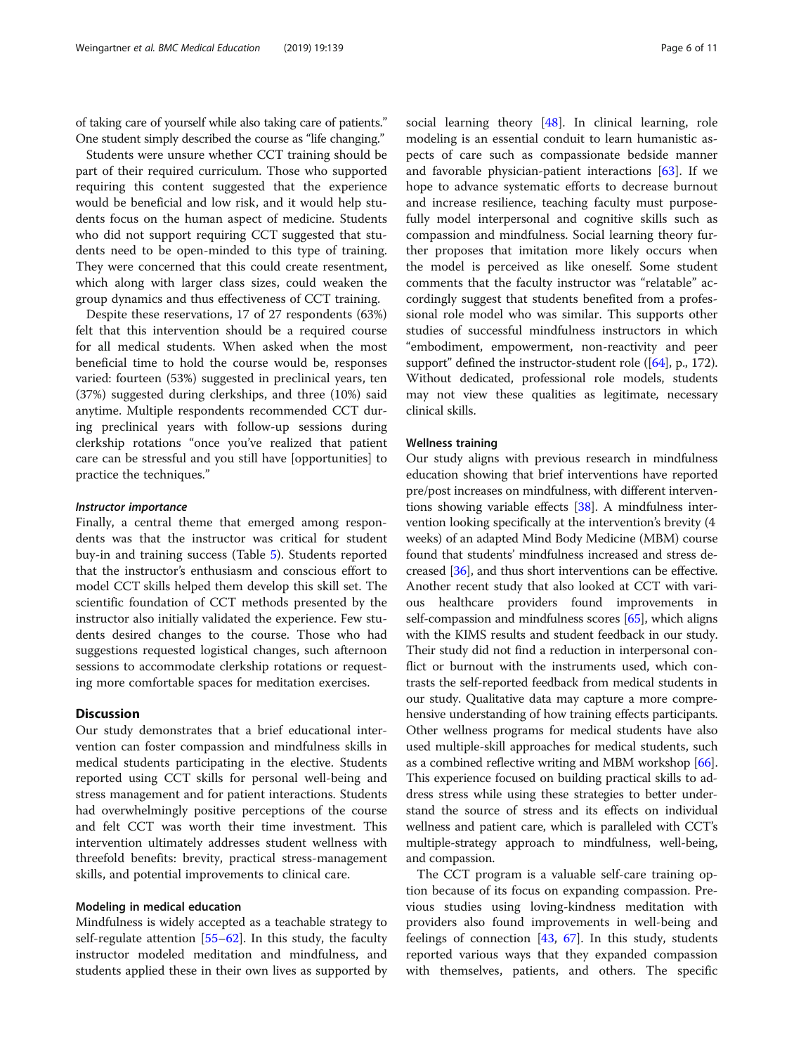of taking care of yourself while also taking care of patients." One student simply described the course as "life changing."

Students were unsure whether CCT training should be part of their required curriculum. Those who supported requiring this content suggested that the experience would be beneficial and low risk, and it would help students focus on the human aspect of medicine. Students who did not support requiring CCT suggested that students need to be open-minded to this type of training. They were concerned that this could create resentment, which along with larger class sizes, could weaken the group dynamics and thus effectiveness of CCT training.

Despite these reservations, 17 of 27 respondents (63%) felt that this intervention should be a required course for all medical students. When asked when the most beneficial time to hold the course would be, responses varied: fourteen (53%) suggested in preclinical years, ten (37%) suggested during clerkships, and three (10%) said anytime. Multiple respondents recommended CCT during preclinical years with follow-up sessions during clerkship rotations "once you've realized that patient care can be stressful and you still have [opportunities] to practice the techniques."

#### *Instructor importance*

Finally, a central theme that emerged among respondents was that the instructor was critical for student buy-in and training success (Table 5). Students reported that the instructor's enthusiasm and conscious effort to model CCT skills helped them develop this skill set. The scientific foundation of CCT methods presented by the instructor also initially validated the experience. Few students desired changes to the course. Those who had suggestions requested logistical changes, such afternoon sessions to accommodate clerkship rotations or requesting more comfortable spaces for meditation exercises.

## Discussion

Our study demonstrates that a brief educational intervention can foster compassion and mindfulness skills in medical students participating in the elective. Students reported using CCT skills for personal well-being and stress management and for patient interactions. Students had overwhelmingly positive perceptions of the course and felt CCT was worth their time investment. This intervention ultimately addresses student wellness with threefold benefits: brevity, practical stress-management skills, and potential improvements to clinical care.

### Modeling in medical education

Mindfulness is widely accepted as a teachable strategy to self-regulate attention [55–62]. In this study, the faculty instructor modeled meditation and mindfulness, and students applied these in their own lives as supported by social learning theory [48]. In clinical learning, role modeling is an essential conduit to learn humanistic aspects of care such as compassionate bedside manner and favorable physician-patient interactions [63]. If we hope to advance systematic efforts to decrease burnout and increase resilience, teaching faculty must purposefully model interpersonal and cognitive skills such as compassion and mindfulness. Social learning theory further proposes that imitation more likely occurs when the model is perceived as like oneself. Some student comments that the faculty instructor was "relatable" accordingly suggest that students benefited from a professional role model who was similar. This supports other studies of successful mindfulness instructors in which "embodiment, empowerment, non-reactivity and peer support" defined the instructor-student role ([64], p., 172). Without dedicated, professional role models, students may not view these qualities as legitimate, necessary clinical skills.

### Wellness training

Our study aligns with previous research in mindfulness education showing that brief interventions have reported pre/post increases on mindfulness, with different interventions showing variable effects [38]. A mindfulness intervention looking specifically at the intervention's brevity (4 weeks) of an adapted Mind Body Medicine (MBM) course found that students' mindfulness increased and stress decreased [36], and thus short interventions can be effective. Another recent study that also looked at CCT with various healthcare providers found improvements in self-compassion and mindfulness scores [65], which aligns with the KIMS results and student feedback in our study. Their study did not find a reduction in interpersonal conflict or burnout with the instruments used, which contrasts the self-reported feedback from medical students in our study. Qualitative data may capture a more comprehensive understanding of how training effects participants. Other wellness programs for medical students have also used multiple-skill approaches for medical students, such as a combined reflective writing and MBM workshop [66]. This experience focused on building practical skills to address stress while using these strategies to better understand the source of stress and its effects on individual wellness and patient care, which is paralleled with CCT's multiple-strategy approach to mindfulness, well-being, and compassion.

The CCT program is a valuable self-care training option because of its focus on expanding compassion. Previous studies using loving-kindness meditation with providers also found improvements in well-being and feelings of connection [43, 67]. In this study, students reported various ways that they expanded compassion with themselves, patients, and others. The specific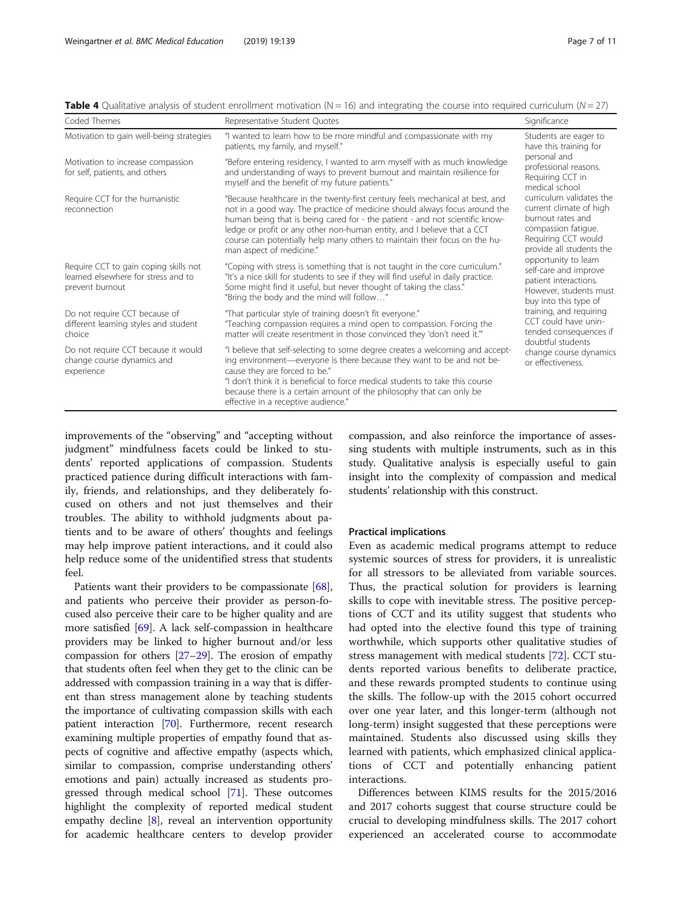**Table 4** Qualitative analysis of student enrollment motivation (N = 16) and integrating the course into required curriculum (N = 27)

| Coded Themes | Representative Student Quotes | Significance |
|---|---|---|
| Motivation to gain well-being strategies | "I wanted to learn how to be more mindful and compassionate with my patients, my family, and myself." | Students are eager to have this training for personal and professional reasons. Requiring CCT in medical school curriculum validates the current climate of high burnout rates and compassion fatigue. Requiring CCT would provide all students the opportunity to learn self-care and improve patient interactions. However, students must buy into this type of training, and requiring CCT could have unintended consequences if doubtful students change course dynamics or effectiveness. |
| Motivation to increase compassion for self, patients, and others | "Before entering residency, I wanted to arm myself with as much knowledge and understanding of ways to prevent burnout and maintain resilience for myself and the benefit of my future patients." | |
| Require CCT for the humanistic reconnection | "Because healthcare in the twenty-first century feels mechanical at best, and not in a good way. The practice of medicine should always focus around the human being that is being cared for - the patient - and not scientific knowledge or profit or any other non-human entity, and I believe that a CCT course can potentially help many others to maintain their focus on the human aspect of medicine." | |
| Require CCT to gain coping skills not learned elsewhere for stress and to prevent burnout | "Coping with stress is something that is not taught in the core curriculum." "It's a nice skill for students to see if they will find useful in daily practice. Some might find it useful, but never thought of taking the class." "Bring the body and the mind will follow…" | |
| Do not require CCT because of different learning styles and student choice | "That particular style of training doesn't fit everyone." "Teaching compassion requires a mind open to compassion. Forcing the matter will create resentment in those convinced they 'don't need it.'" | |
| Do not require CCT because it would change course dynamics and experience | "I believe that self-selecting to some degree creates a welcoming and accepting environment—everyone is there because they want to be and not because they are forced to be." "I don't think it is beneficial to force medical students to take this course because there is a certain amount of the philosophy that can only be effective in a receptive audience." | |

improvements of the "observing" and "accepting without judgment" mindfulness facets could be linked to students' reported applications of compassion. Students practiced patience during difficult interactions with family, friends, and relationships, and they deliberately focused on others and not just themselves and their troubles. The ability to withhold judgments about patients and to be aware of others' thoughts and feelings may help improve patient interactions, and it could also help reduce some of the unidentified stress that students feel.

Patients want their providers to be compassionate [68], and patients who perceive their provider as person-focused also perceive their care to be higher quality and are more satisfied [69]. A lack self-compassion in healthcare providers may be linked to higher burnout and/or less compassion for others [27–29]. The erosion of empathy that students often feel when they get to the clinic can be addressed with compassion training in a way that is different than stress management alone by teaching students the importance of cultivating compassion skills with each patient interaction [70]. Furthermore, recent research examining multiple properties of empathy found that aspects of cognitive and affective empathy (aspects which, similar to compassion, comprise understanding others' emotions and pain) actually increased as students progressed through medical school [71]. These outcomes highlight the complexity of reported medical student empathy decline [8], reveal an intervention opportunity for academic healthcare centers to develop provider compassion, and also reinforce the importance of assessing students with multiple instruments, such as in this study. Qualitative analysis is especially useful to gain insight into the complexity of compassion and medical students' relationship with this construct.

### Practical implications

Even as academic medical programs attempt to reduce systemic sources of stress for providers, it is unrealistic for all stressors to be alleviated from variable sources. Thus, the practical solution for providers is learning skills to cope with inevitable stress. The positive perceptions of CCT and its utility suggest that students who had opted into the elective found this type of training worthwhile, which supports other qualitative studies of stress management with medical students [72]. CCT students reported various benefits to deliberate practice, and these rewards prompted students to continue using the skills. The follow-up with the 2015 cohort occurred over one year later, and this longer-term (although not long-term) insight suggested that these perceptions were maintained. Students also discussed using skills they learned with patients, which emphasized clinical applications of CCT and potentially enhancing patient interactions.

Differences between KIMS results for the 2015/2016 and 2017 cohorts suggest that course structure could be crucial to developing mindfulness skills. The 2017 cohort experienced an accelerated course to accommodate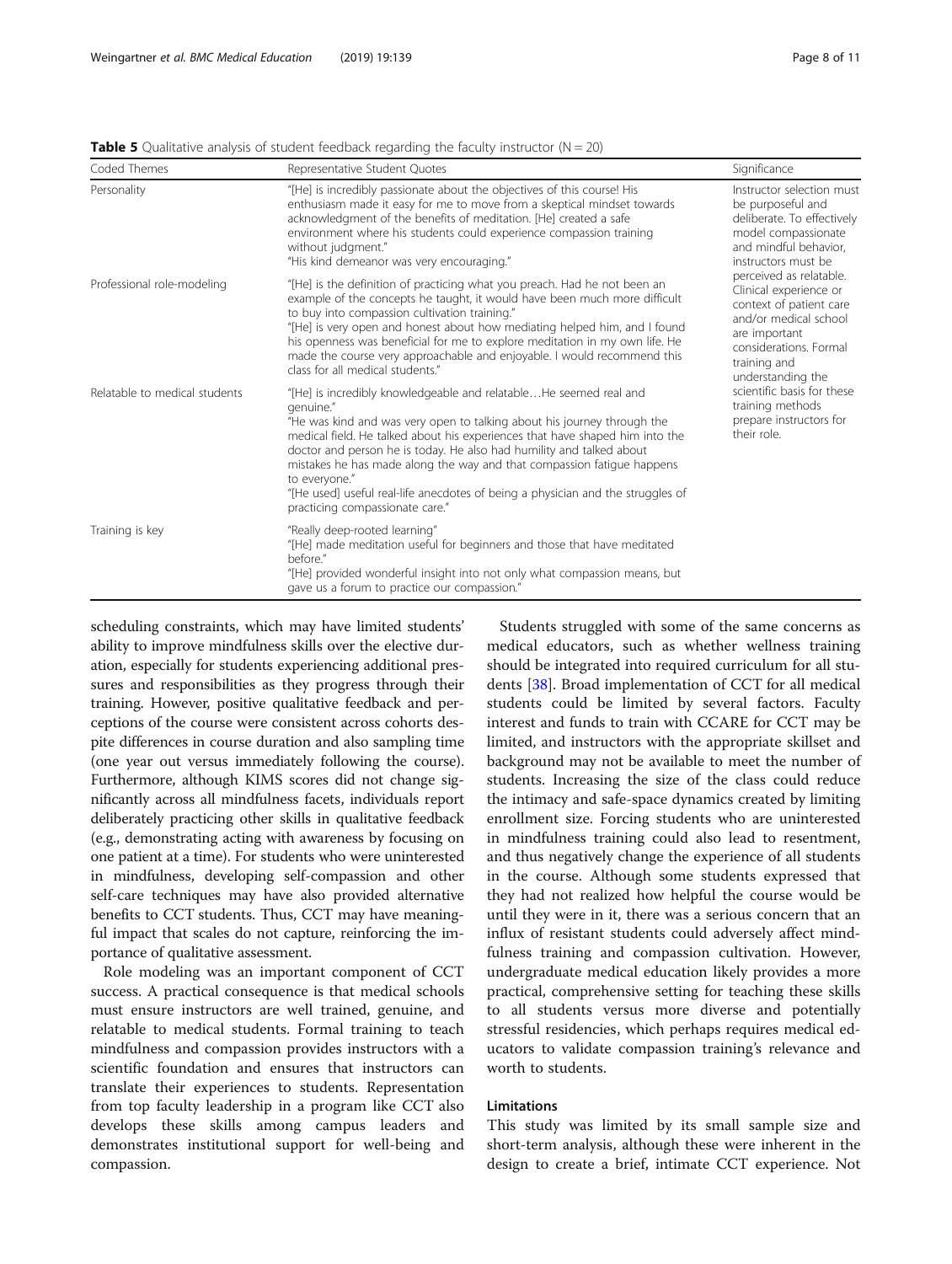**Table 5** Qualitative analysis of student feedback regarding the faculty instructor (N = 20)

| Coded Themes | Representative Student Quotes | Significance |
|---|---|---|
| Personality | "[He] is incredibly passionate about the objectives of this course! His enthusiasm made it easy for me to move from a skeptical mindset towards acknowledgment of the benefits of meditation. [He] created a safe environment where his students could experience compassion training without judgment."<br>"His kind demeanor was very encouraging." | Instructor selection must be purposeful and deliberate. To effectively model compassionate and mindful behavior, instructors must be perceived as relatable. Clinical experience or context of patient care and/or medical school are important considerations. Formal training and understanding the scientific basis for these training methods prepare instructors for their role. |
| Professional role-modeling | "[He] is the definition of practicing what you preach. Had he not been an example of the concepts he taught, it would have been much more difficult to buy into compassion cultivation training."<br>"[He] is very open and honest about how mediating helped him, and I found his openness was beneficial for me to explore meditation in my own life. He made the course very approachable and enjoyable. I would recommend this class for all medical students." | |
| Relatable to medical students | "[He] is incredibly knowledgeable and relatable…He seemed real and genuine."<br>"He was kind and was very open to talking about his journey through the medical field. He talked about his experiences that have shaped him into the doctor and person he is today. He also had humility and talked about mistakes he has made along the way and that compassion fatigue happens to everyone."<br>"[He used] useful real-life anecdotes of being a physician and the struggles of practicing compassionate care." | |
| Training is key | "Really deep-rooted learning"<br>"[He] made meditation useful for beginners and those that have meditated before."<br>"[He] provided wonderful insight into not only what compassion means, but gave us a forum to practice our compassion." | |

scheduling constraints, which may have limited students' ability to improve mindfulness skills over the elective duration, especially for students experiencing additional pressures and responsibilities as they progress through their training. However, positive qualitative feedback and perceptions of the course were consistent across cohorts despite differences in course duration and also sampling time (one year out versus immediately following the course). Furthermore, although KIMS scores did not change significantly across all mindfulness facets, individuals report deliberately practicing other skills in qualitative feedback (e.g., demonstrating acting with awareness by focusing on one patient at a time). For students who were uninterested in mindfulness, developing self-compassion and other self-care techniques may have also provided alternative benefits to CCT students. Thus, CCT may have meaningful impact that scales do not capture, reinforcing the importance of qualitative assessment.

Role modeling was an important component of CCT success. A practical consequence is that medical schools must ensure instructors are well trained, genuine, and relatable to medical students. Formal training to teach mindfulness and compassion provides instructors with a scientific foundation and ensures that instructors can translate their experiences to students. Representation from top faculty leadership in a program like CCT also develops these skills among campus leaders and demonstrates institutional support for well-being and compassion.

Students struggled with some of the same concerns as medical educators, such as whether wellness training should be integrated into required curriculum for all students [38]. Broad implementation of CCT for all medical students could be limited by several factors. Faculty interest and funds to train with CCARE for CCT may be limited, and instructors with the appropriate skillset and background may not be available to meet the number of students. Increasing the size of the class could reduce the intimacy and safe-space dynamics created by limiting enrollment size. Forcing students who are uninterested in mindfulness training could also lead to resentment, and thus negatively change the experience of all students in the course. Although some students expressed that they had not realized how helpful the course would be until they were in it, there was a serious concern that an influx of resistant students could adversely affect mindfulness training and compassion cultivation. However, undergraduate medical education likely provides a more practical, comprehensive setting for teaching these skills to all students versus more diverse and potentially stressful residencies, which perhaps requires medical educators to validate compassion training's relevance and worth to students.

## Limitations

This study was limited by its small sample size and short-term analysis, although these were inherent in the design to create a brief, intimate CCT experience. Not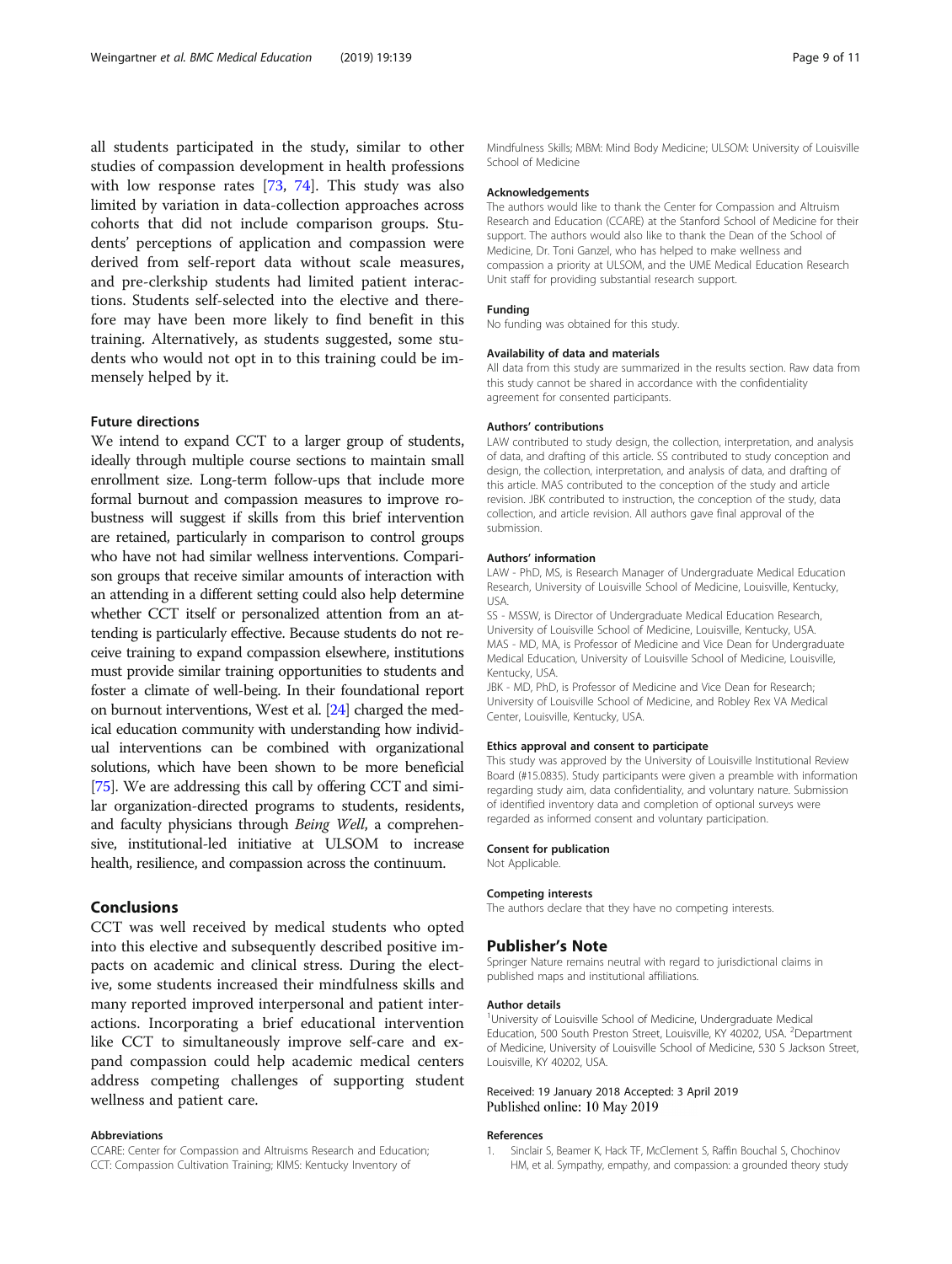all students participated in the study, similar to other studies of compassion development in health professions with low response rates [73, 74]. This study was also limited by variation in data-collection approaches across cohorts that did not include comparison groups. Students' perceptions of application and compassion were derived from self-report data without scale measures, and pre-clerkship students had limited patient interactions. Students self-selected into the elective and therefore may have been more likely to find benefit in this training. Alternatively, as students suggested, some students who would not opt in to this training could be immensely helped by it.

### Future directions

We intend to expand CCT to a larger group of students, ideally through multiple course sections to maintain small enrollment size. Long-term follow-ups that include more formal burnout and compassion measures to improve robustness will suggest if skills from this brief intervention are retained, particularly in comparison to control groups who have not had similar wellness interventions. Comparison groups that receive similar amounts of interaction with an attending in a different setting could also help determine whether CCT itself or personalized attention from an attending is particularly effective. Because students do not receive training to expand compassion elsewhere, institutions must provide similar training opportunities to students and foster a climate of well-being. In their foundational report on burnout interventions, West et al. [24] charged the medical education community with understanding how individual interventions can be combined with organizational solutions, which have been shown to be more beneficial [75]. We are addressing this call by offering CCT and similar organization-directed programs to students, residents, and faculty physicians through *Being Well*, a comprehensive, institutional-led initiative at ULSOM to increase health, resilience, and compassion across the continuum.

## Conclusions

CCT was well received by medical students who opted into this elective and subsequently described positive impacts on academic and clinical stress. During the elective, some students increased their mindfulness skills and many reported improved interpersonal and patient interactions. Incorporating a brief educational intervention like CCT to simultaneously improve self-care and expand compassion could help academic medical centers address competing challenges of supporting student wellness and patient care.

#### Abbreviations

CCARE: Center for Compassion and Altruisms Research and Education; CCT: Compassion Cultivation Training; KIMS: Kentucky Inventory of Mindfulness Skills; MBM: Mind Body Medicine; ULSOM: University of Louisville School of Medicine

#### Acknowledgements

The authors would like to thank the Center for Compassion and Altruism Research and Education (CCARE) at the Stanford School of Medicine for their support. The authors would also like to thank the Dean of the School of Medicine, Dr. Toni Ganzel, who has helped to make wellness and compassion a priority at ULSOM, and the UME Medical Education Research Unit staff for providing substantial research support.

#### Funding

No funding was obtained for this study.

#### Availability of data and materials

All data from this study are summarized in the results section. Raw data from this study cannot be shared in accordance with the confidentiality agreement for consented participants.

#### Authors' contributions

LAW contributed to study design, the collection, interpretation, and analysis of data, and drafting of this article. SS contributed to study conception and design, the collection, interpretation, and analysis of data, and drafting of this article. MAS contributed to the conception of the study and article revision. JBK contributed to instruction, the conception of the study, data collection, and article revision. All authors gave final approval of the submission.

#### Authors' information

LAW - PhD, MS, is Research Manager of Undergraduate Medical Education Research, University of Louisville School of Medicine, Louisville, Kentucky, USA.

SS - MSSW, is Director of Undergraduate Medical Education Research, University of Louisville School of Medicine, Louisville, Kentucky, USA.

MAS - MD, MA, is Professor of Medicine and Vice Dean for Undergraduate Medical Education, University of Louisville School of Medicine, Louisville, Kentucky, USA.

JBK - MD, PhD, is Professor of Medicine and Vice Dean for Research; University of Louisville School of Medicine, and Robley Rex VA Medical Center, Louisville, Kentucky, USA.

#### Ethics approval and consent to participate

This study was approved by the University of Louisville Institutional Review Board (#15.0835). Study participants were given a preamble with information regarding study aim, data confidentiality, and voluntary nature. Submission of identified inventory data and completion of optional surveys were regarded as informed consent and voluntary participation.

#### Consent for publication

Not Applicable.

#### Competing interests

The authors declare that they have no competing interests.

## Publisher's Note

Springer Nature remains neutral with regard to jurisdictional claims in published maps and institutional affiliations.

#### Author details

[1]University of Louisville School of Medicine, Undergraduate Medical Education, 500 South Preston Street, Louisville, KY 40202, USA. [2]Department of Medicine, University of Louisville School of Medicine, 530 S Jackson Street, Louisville, KY 40202, USA.

Received: 19 January 2018 Accepted: 3 April 2019
Published online: 10 May 2019

#### References

1. Sinclair S, Beamer K, Hack TF, McClement S, Raffin Bouchal S, Chochinov HM, et al. Sympathy, empathy, and compassion: a grounded theory study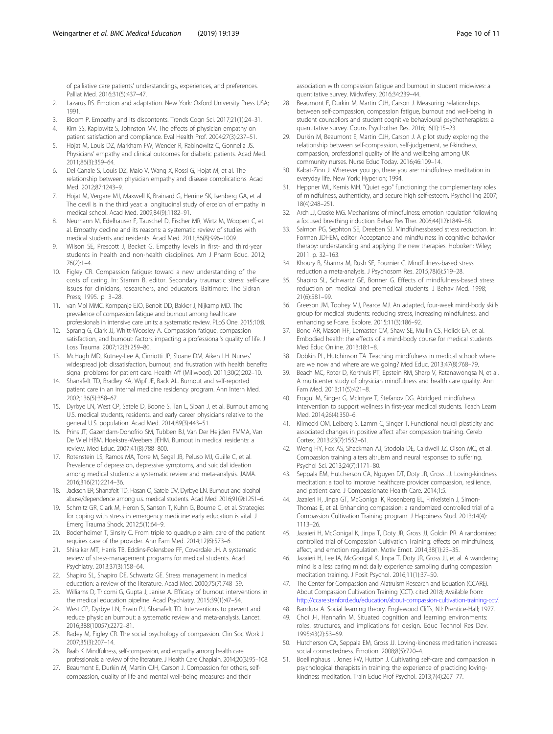of palliative care patients' understandings, experiences, and preferences. Palliat Med. 2016;31(5):437–47.

2. Lazarus RS. Emotion and adaptation. New York: Oxford University Press USA; 1991.
3. Bloom P. Empathy and its discontents. Trends Cogn Sci. 2017;21(1):24–31.
4. Kim SS, Kaplowitz S, Johnston MV. The effects of physician empathy on patient satisfaction and compliance. Eval Health Prof. 2004;27(3):237–51.
5. Hojat M, Louis DZ, Markham FW, Wender R, Rabinowitz C, Gonnella JS. Physicians' empathy and clinical outcomes for diabetic patients. Acad Med. 2011;86(3):359–64.
6. Del Canale S, Louis DZ, Maio V, Wang X, Rossi G, Hojat M, et al. The relationship between physician empathy and disease complications. Acad Med. 2012;87:1243–9.
7. Hojat M, Vergare MJ, Maxwell K, Brainard G, Herrine SK, Isenberg GA, et al. The devil is in the third year: a longitudinal study of erosion of empathy in medical school. Acad Med. 2009;84(9):1182–91.
8. Neumann M, Edelhauser F, Tauschel D, Fischer MR, Wirtz M, Woopen C, et al. Empathy decline and its reasons: a systematic review of studies with medical students and residents. Acad Med. 2011;86(8):996–1009.
9. Wilson SE, Prescott J, Becket G. Empathy levels in first- and third-year students in health and non-health disciplines. Am J Pharm Educ. 2012; 76(2):1–4.
10. Figley CR. Compassion fatigue: toward a new understanding of the costs of caring. In: Stamm B, editor. Secondary traumatic stress: self-care issues for clinicians, researchers, and educators. Baltimore: The Sidran Press; 1995. p. 3–28.
11. van Mol MMC, Kompanje EJO, Benoit DD, Bakker J, Nijkamp MD. The prevalence of compassion fatigue and burnout among healthcare professionals in intensive care units: a systematic review. PLoS One. 2015;10:8.
12. Sprang G, Clark JJ, Whitt-Woosley A. Compassion fatigue, compassion satisfaction, and burnout: factors impacting a professional's quality of life. J Loss Trauma. 2007;12(3):259–80.
13. McHugh MD, Kutney-Lee A, Cimiotti JP, Sloane DM, Aiken LH. Nurses' widespread job dissatisfaction, burnout, and frustration with health benefits signal problems for patient care. Health Aff (Millwood). 2011;30(2):202–10.
14. Shanafelt TD, Bradley KA, Wipf JE, Back AL. Burnout and self-reported patient care in an internal medicine residency program. Ann Intern Med. 2002;136(5):358–67.
15. Dyrbye LN, West CP, Satele D, Boone S, Tan L, Sloan J, et al. Burnout among U.S. medical students, residents, and early career physicians relative to the general U.S. population. Acad Med. 2014;89(3):443–51.
16. Prins JT, Gazendam-Donofrio SM, Tubben BJ, Van Der Heijden FMMA, Van De Wiel HBM, Hoekstra-Weebers JEHM. Burnout in medical residents: a review. Med Educ. 2007;41(8):788–800.
17. Rotenstein LS, Ramos MA, Torre M, Segal JB, Peluso MJ, Guille C, et al. Prevalence of depression, depressive symptoms, and suicidal ideation among medical students: a systematic review and meta-analysis. JAMA. 2016;316(21):2214–36.
18. Jackson ER, Shanafelt TD, Hasan O, Satele DV, Dyrbye LN. Burnout and alcohol abuse/dependence among u.s. medical students. Acad Med. 2016;91(9):1251–6.
19. Schmitz GR, Clark M, Heron S, Sanson T, Kuhn G, Bourne C, et al. Strategies for coping with stress in emergency medicine: early education is vital. J Emerg Trauma Shock. 2012;5(1):64–9.
20. Bodenheimer T, Sinsky C. From triple to quadruple aim: care of the patient requires care of the provider. Ann Fam Med. 2014;12(6):573–6.
21. Shiralkar MT, Harris TB, Eddins-Folensbee FF, Coverdale JH. A systematic review of stress-management programs for medical students. Acad Psychiatry. 2013;37(3):158–64.
22. Shapiro SL, Shapiro DE, Schwartz GE. Stress management in medical education: a review of the literature. Acad Med. 2000;75(7):748–59.
23. Williams D, Tricomi G, Gupta J, Janise A. Efficacy of burnout interventions in the medical education pipeline. Acad Psychiatry. 2015;39(1):47–54.
24. West CP, Dyrbye LN, Erwin PJ, Shanafelt TD. Interventions to prevent and reduce physician burnout: a systematic review and meta-analysis. Lancet. 2016;388(10057):2272–81.
25. Radey M, Figley CR. The social psychology of compassion. Clin Soc Work J. 2007;35(3):207–14.
26. Raab K. Mindfulness, self-compassion, and empathy among health care professionals: a review of the literature. J Health Care Chaplain. 2014;20(3):95–108.
27. Beaumont E, Durkin M, Martin CJH, Carson J. Compassion for others, self-compassion, quality of life and mental well-being measures and their association with compassion fatigue and burnout in student midwives: a quantitative survey. Midwifery. 2016;34:239–44.
28. Beaumont E, Durkin M, Martin CJH, Carson J. Measuring relationships between self-compassion, compassion fatigue, burnout and well-being in student counsellors and student cognitive behavioural psychotherapists: a quantitative survey. Couns Psychother Res. 2016;16(1):15–23.
29. Durkin M, Beaumont E, Martin CJH, Carson J. A pilot study exploring the relationship between self-compassion, self-judgement, self-kindness, compassion, professional quality of life and wellbeing among UK community nurses. Nurse Educ Today. 2016;46:109–14.
30. Kabat-Zinn J. Wherever you go, there you are: mindfulness meditation in everyday life. New York: Hyperion; 1994.
31. Heppner WL, Kernis MH. "Quiet ego" functioning: the complementary roles of mindfulness, authenticity, and secure high self-esteem. Psychol Inq 2007; 18(4):248–251.
32. Arch JJ, Craske MG. Mechanisms of mindfulness: emotion regulation following a focused breathing induction. Behav Res Ther. 2006;44(12):1849–58.
33. Salmon PG, Sephton SE, Dreeben SJ. Mindfulnessbased stress reduction. In: Forman JDHEM, editor. Acceptance and mindfulness in cognitive behavior therapy: understanding and applying the new therapies. Hoboken: Wiley; 2011. p. 32–163.
34. Khoury B, Sharma M, Rush SE, Fournier C. Mindfulness-based stress reduction a meta-analysis. J Psychosom Res. 2015;78(6):519–28.
35. Shapiro SL, Schwartz GE, Bonner G. Effects of mindfulness-based stress reduction on medical and premedical students. J Behav Med. 1998; 21(6):581–99.
36. Greeson JM, Toohey MJ, Pearce MJ. An adapted, four-week mind-body skills group for medical students: reducing stress, increasing mindfulness, and enhancing self-care. Explore. 2015;11(3):186–92.
37. Bond AR, Mason HF, Lemaster CM, Shaw SE, Mullin CS, Holick EA, et al. Embodied health: the effects of a mind-body course for medical students. Med Educ Online. 2013;18:1–8.
38. Dobkin PL, Hutchinson TA. Teaching mindfulness in medical school: where are we now and where are we going? Med Educ. 2013;47(8):768–79.
39. Beach MC, Roter D, Korthuis PT, Epstein RM, Sharp V, Ratanawongsa N, et al. A multicenter study of physician mindfulness and health care quality. Ann Fam Med. 2013;11(5):421–8.
40. Erogul M, Singer G, McIntyre T, Stefanov DG. Abridged mindfulness intervention to support wellness in first-year medical students. Teach Learn Med. 2014;26(4):350–6.
41. Klimecki OM, Leiberg S, Lamm C, Singer T. Functional neural plasticity and associated changes in positive affect after compassion training. Cereb Cortex. 2013;23(7):1552–61.
42. Weng HY, Fox AS, Shackman AJ, Stodola DE, Caldwell JZ, Olson MC, et al. Compassion training alters altruism and neural responses to suffering. Psychol Sci. 2013;24(7):1171–80.
43. Seppala EM, Hutcherson CA, Nguyen DT, Doty JR, Gross JJ. Loving-kindness meditation: a tool to improve healthcare provider compassion, resilience, and patient care. J Compassionate Health Care. 2014;1:5.
44. Jazaieri H, Jinpa GT, McGonigal K, Rosenberg EL, Finkelstein J, Simon-Thomas E, et al. Enhancing compassion: a randomized controlled trial of a Compassion Cultivation Training program. J Happiness Stud. 2013;14(4): 1113–26.
45. Jazaieri H, McGonigal K, Jinpa T, Doty JR, Gross JJ, Goldin PR. A randomized controlled trial of Compassion Cultivation Training: effects on mindfulness, affect, and emotion regulation. Motiv Emot. 2014;38(1):23–35.
46. Jazaieri H, Lee IA, McGonigal K, Jinpa T, Doty JR, Gross JJ, et al. A wandering mind is a less caring mind: daily experience sampling during compassion meditation training. J Posit Psychol. 2016;11(1):37–50.
47. The Center for Compassion and Alatruism Research and Eduation (CCARE). About Compassion Cultivation Training (CCT). cited 2018; Available from: http://ccare.stanford.edu/education/about-compassion-cultivation-training-cct/.
48. Bandura A. Social learning theory. Englewood Cliffs, NJ: Prentice-Hall; 1977.
49. Choi J-I, Hannafin M. Situated cognition and learning environments: roles, structures, and implications for design. Educ Technol Res Dev. 1995;43(2):53–69.
50. Hutcherson CA, Seppala EM, Gross JJ. Loving-kindness meditation increases social connectedness. Emotion. 2008;8(5):720–4.
51. Boellinghaus I, Jones FW, Hutton J. Cultivating self-care and compassion in psychological therapists in training: the experience of practicing loving-kindness meditation. Train Educ Prof Psychol. 2013;7(4):267–77.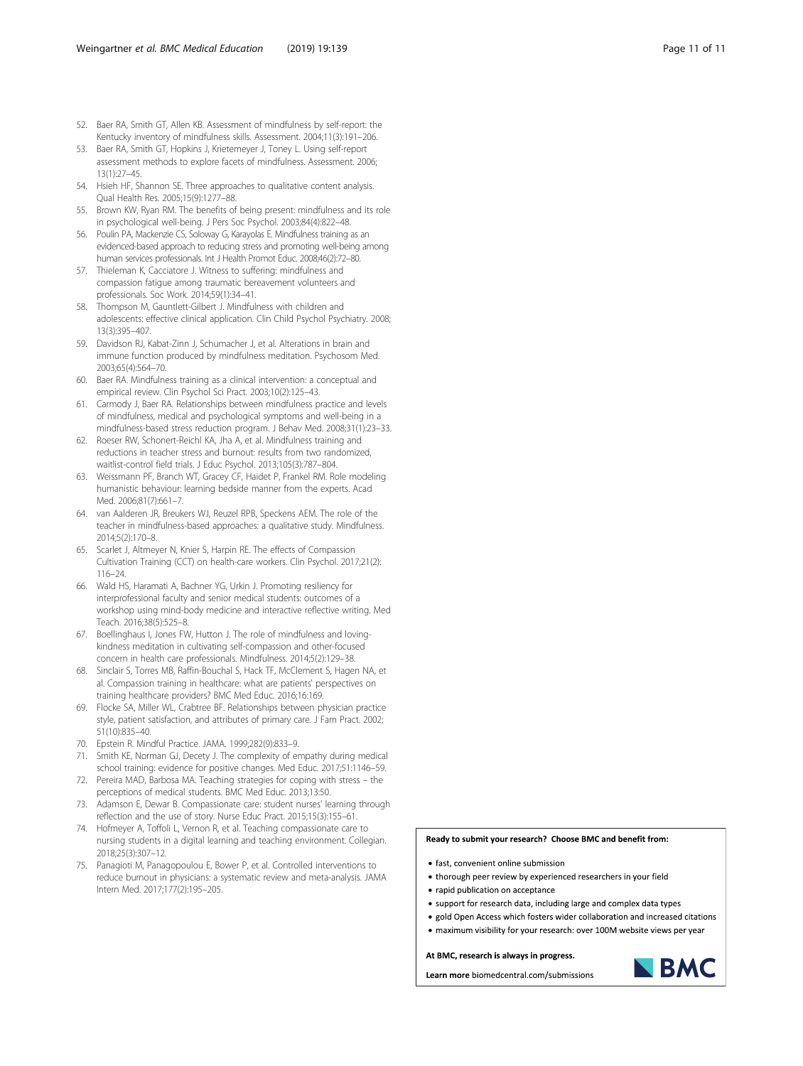52. Baer RA, Smith GT, Allen KB. Assessment of mindfulness by self-report: the Kentucky inventory of mindfulness skills. Assessment. 2004;11(3):191–206.
53. Baer RA, Smith GT, Hopkins J, Krietemeyer J, Toney L. Using self-report assessment methods to explore facets of mindfulness. Assessment. 2006; 13(1):27–45.
54. Hsieh HF, Shannon SE. Three approaches to qualitative content analysis. Qual Health Res. 2005;15(9):1277–88.
55. Brown KW, Ryan RM. The benefits of being present: mindfulness and its role in psychological well-being. J Pers Soc Psychol. 2003;84(4):822–48.
56. Poulin PA, Mackenzie CS, Soloway G, Karayolas E. Mindfulness training as an evidenced-based approach to reducing stress and promoting well-being among human services professionals. Int J Health Promot Educ. 2008;46(2):72–80.
57. Thieleman K, Cacciatore J. Witness to suffering: mindfulness and compassion fatigue among traumatic bereavement volunteers and professionals. Soc Work. 2014;59(1):34–41.
58. Thompson M, Gauntlett-Gilbert J. Mindfulness with children and adolescents: effective clinical application. Clin Child Psychol Psychiatry. 2008; 13(3):395–407.
59. Davidson RJ, Kabat-Zinn J, Schumacher J, et al. Alterations in brain and immune function produced by mindfulness meditation. Psychosom Med. 2003;65(4):564–70.
60. Baer RA. Mindfulness training as a clinical intervention: a conceptual and empirical review. Clin Psychol Sci Pract. 2003;10(2):125–43.
61. Carmody J, Baer RA. Relationships between mindfulness practice and levels of mindfulness, medical and psychological symptoms and well-being in a mindfulness-based stress reduction program. J Behav Med. 2008;31(1):23–33.
62. Roeser RW, Schonert-Reichl KA, Jha A, et al. Mindfulness training and reductions in teacher stress and burnout: results from two randomized, waitlist-control field trials. J Educ Psychol. 2013;105(3):787–804.
63. Weissmann PF, Branch WT, Gracey CF, Haidet P, Frankel RM. Role modeling humanistic behaviour: learning bedside manner from the experts. Acad Med. 2006;81(7):661–7.
64. van Aalderen JR, Breukers WJ, Reuzel RPB, Speckens AEM. The role of the teacher in mindfulness-based approaches: a qualitative study. Mindfulness. 2014;5(2):170–8.
65. Scarlet J, Altmeyer N, Knier S, Harpin RE. The effects of Compassion Cultivation Training (CCT) on health-care workers. Clin Psychol. 2017;21(2): 116–24.
66. Wald HS, Haramati A, Bachner YG, Urkin J. Promoting resiliency for interprofessional faculty and senior medical students: outcomes of a workshop using mind-body medicine and interactive reflective writing. Med Teach. 2016;38(5):525–8.
67. Boellinghaus I, Jones FW, Hutton J. The role of mindfulness and loving-kindness meditation in cultivating self-compassion and other-focused concern in health care professionals. Mindfulness. 2014;5(2):129–38.
68. Sinclair S, Torres MB, Raffin-Bouchal S, Hack TF, McClement S, Hagen NA, et al. Compassion training in healthcare: what are patients' perspectives on training healthcare providers? BMC Med Educ. 2016;16:169.
69. Flocke SA, Miller WL, Crabtree BF. Relationships between physician practice style, patient satisfaction, and attributes of primary care. J Fam Pract. 2002; 51(10):835–40.
70. Epstein R. Mindful Practice. JAMA. 1999;282(9):833–9.
71. Smith KE, Norman GJ, Decety J. The complexity of empathy during medical school training: evidence for positive changes. Med Educ. 2017;51:1146–59.
72. Pereira MAD, Barbosa MA. Teaching strategies for coping with stress – the perceptions of medical students. BMC Med Educ. 2013;13:50.
73. Adamson E, Dewar B. Compassionate care: student nurses' learning through reflection and the use of story. Nurse Educ Pract. 2015;15(3):155–61.
74. Hofmeyer A, Toffoli L, Vernon R, et al. Teaching compassionate care to nursing students in a digital learning and teaching environment. Collegian. 2018;25(3):307–12.
75. Panagioti M, Panagopoulou E, Bower P, et al. Controlled interventions to reduce burnout in physicians: a systematic review and meta-analysis. JAMA Intern Med. 2017;177(2):195–205.

**Ready to submit your research? Choose BMC and benefit from:**

- fast, convenient online submission
- thorough peer review by experienced researchers in your field
- rapid publication on acceptance
- support for research data, including large and complex data types
- gold Open Access which fosters wider collaboration and increased citations
- maximum visibility for your research: over 100M website views per year

**At BMC, research is always in progress.**

**Learn more** biomedcentral.com/submissions

BMC